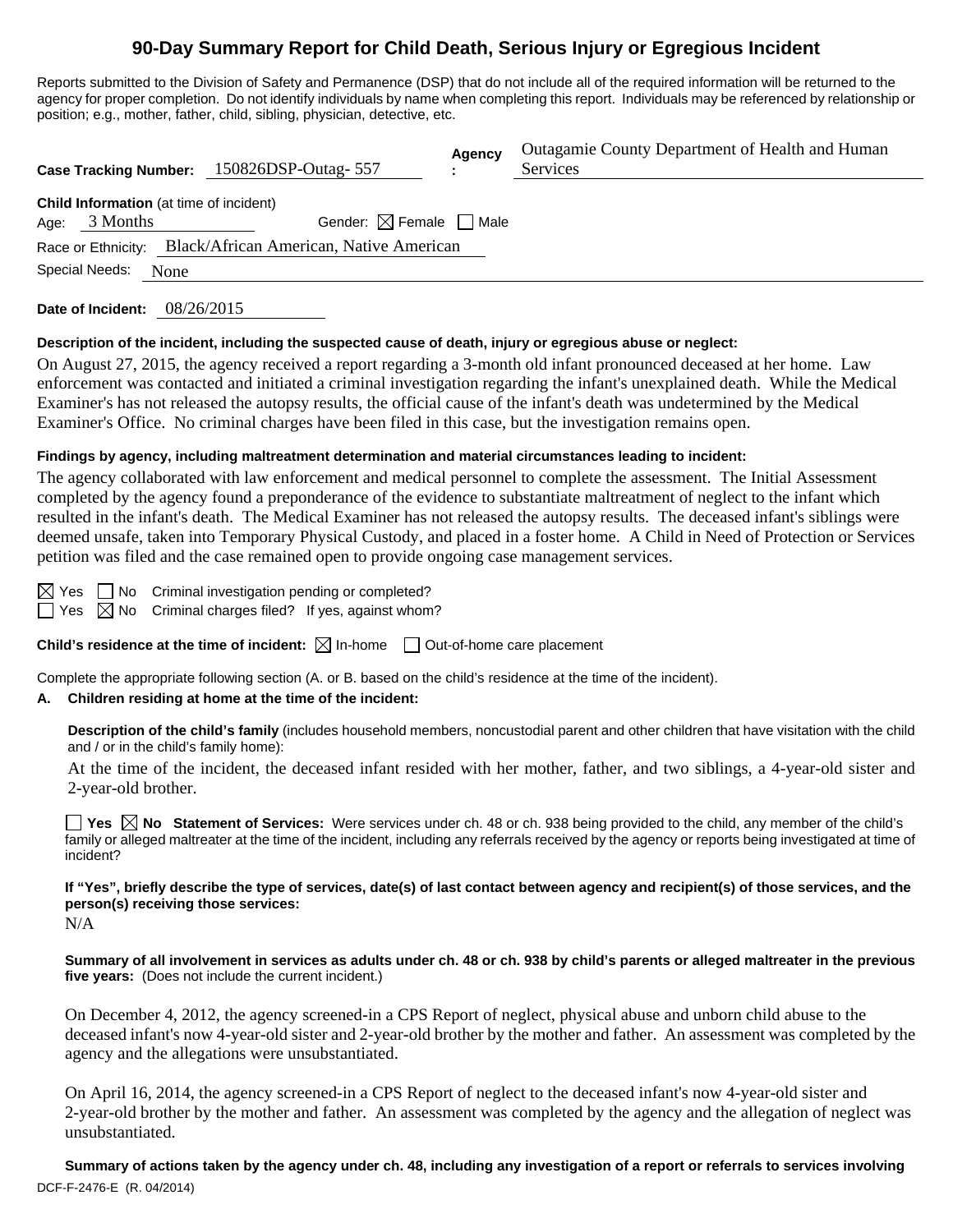# 90-Day Summary Report for Child Death, Serious Injury or Egregious Incident

Reports submitted to the Division of Safety and Permanence (DSP) that do not include all of the required information will be returned to the agency for proper completion. Do not identify individuals by name when completing this report. Individuals may be referenced by relationship or position; e.g., mother, father, child, sibling, physician, detective, etc.

**Case Tracking Number:** 150826DSP-Outag- 557 **Agency:** Outagamie County Department of Health and Human Services

**Child Information** (at time of incident)
Age: 3 Months Gender: ☒ Female ☐ Male
Race or Ethnicity: Black/African American, Native American
Special Needs: None

**Date of Incident:** 08/26/2015

**Description of the incident, including the suspected cause of death, injury or egregious abuse or neglect:**

On August 27, 2015, the agency received a report regarding a 3-month old infant pronounced deceased at her home. Law enforcement was contacted and initiated a criminal investigation regarding the infant's unexplained death. While the Medical Examiner's has not released the autopsy results, the official cause of the infant's death was undetermined by the Medical Examiner's Office. No criminal charges have been filed in this case, but the investigation remains open.

**Findings by agency, including maltreatment determination and material circumstances leading to incident:**

The agency collaborated with law enforcement and medical personnel to complete the assessment. The Initial Assessment completed by the agency found a preponderance of the evidence to substantiate maltreatment of neglect to the infant which resulted in the infant's death. The Medical Examiner has not released the autopsy results. The deceased infant's siblings were deemed unsafe, taken into Temporary Physical Custody, and placed in a foster home. A Child in Need of Protection or Services petition was filed and the case remained open to provide ongoing case management services.

☒ Yes ☐ No Criminal investigation pending or completed?
☐ Yes ☒ No Criminal charges filed? If yes, against whom?

**Child's residence at the time of incident:** ☒ In-home ☐ Out-of-home care placement

Complete the appropriate following section (A. or B. based on the child's residence at the time of the incident).

**A. Children residing at home at the time of the incident:**

**Description of the child's family** (includes household members, noncustodial parent and other children that have visitation with the child and / or in the child's family home):

At the time of the incident, the deceased infant resided with her mother, father, and two siblings, a 4-year-old sister and 2-year-old brother.

☐ **Yes** ☒ **No Statement of Services:** Were services under ch. 48 or ch. 938 being provided to the child, any member of the child's family or alleged maltreater at the time of the incident, including any referrals received by the agency or reports being investigated at time of incident?

**If "Yes", briefly describe the type of services, date(s) of last contact between agency and recipient(s) of those services, and the person(s) receiving those services:**

N/A

**Summary of all involvement in services as adults under ch. 48 or ch. 938 by child's parents or alleged maltreater in the previous five years:** (Does not include the current incident.)

On December 4, 2012, the agency screened-in a CPS Report of neglect, physical abuse and unborn child abuse to the deceased infant's now 4-year-old sister and 2-year-old brother by the mother and father. An assessment was completed by the agency and the allegations were unsubstantiated.

On April 16, 2014, the agency screened-in a CPS Report of neglect to the deceased infant's now 4-year-old sister and 2-year-old brother by the mother and father. An assessment was completed by the agency and the allegation of neglect was unsubstantiated.

**Summary of actions taken by the agency under ch. 48, including any investigation of a report or referrals to services involving**

DCF-F-2476-E (R. 04/2014)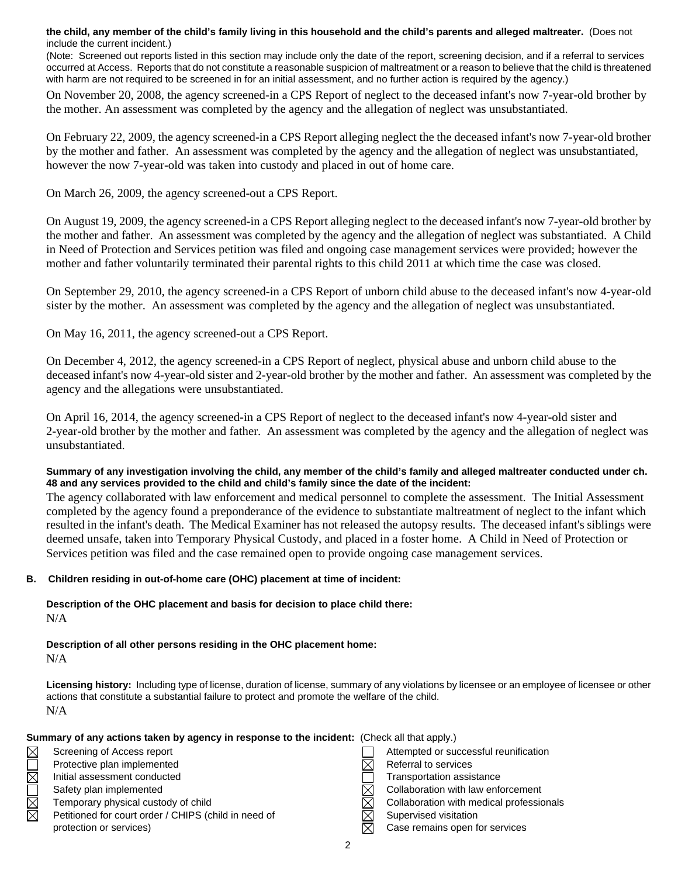**the child, any member of the child's family living in this household and the child's parents and alleged maltreater.** (Does not include the current incident.)

(Note: Screened out reports listed in this section may include only the date of the report, screening decision, and if a referral to services occurred at Access. Reports that do not constitute a reasonable suspicion of maltreatment or a reason to believe that the child is threatened with harm are not required to be screened in for an initial assessment, and no further action is required by the agency.)

On November 20, 2008, the agency screened-in a CPS Report of neglect to the deceased infant's now 7-year-old brother by the mother. An assessment was completed by the agency and the allegation of neglect was unsubstantiated.

On February 22, 2009, the agency screened-in a CPS Report alleging neglect the the deceased infant's now 7-year-old brother by the mother and father. An assessment was completed by the agency and the allegation of neglect was unsubstantiated, however the now 7-year-old was taken into custody and placed in out of home care.

On March 26, 2009, the agency screened-out a CPS Report.

On August 19, 2009, the agency screened-in a CPS Report alleging neglect to the deceased infant's now 7-year-old brother by the mother and father. An assessment was completed by the agency and the allegation of neglect was substantiated. A Child in Need of Protection and Services petition was filed and ongoing case management services were provided; however the mother and father voluntarily terminated their parental rights to this child 2011 at which time the case was closed.

On September 29, 2010, the agency screened-in a CPS Report of unborn child abuse to the deceased infant's now 4-year-old sister by the mother. An assessment was completed by the agency and the allegation of neglect was unsubstantiated.

On May 16, 2011, the agency screened-out a CPS Report.

On December 4, 2012, the agency screened-in a CPS Report of neglect, physical abuse and unborn child abuse to the deceased infant's now 4-year-old sister and 2-year-old brother by the mother and father. An assessment was completed by the agency and the allegations were unsubstantiated.

On April 16, 2014, the agency screened-in a CPS Report of neglect to the deceased infant's now 4-year-old sister and 2-year-old brother by the mother and father. An assessment was completed by the agency and the allegation of neglect was unsubstantiated.

**Summary of any investigation involving the child, any member of the child's family and alleged maltreater conducted under ch. 48 and any services provided to the child and child's family since the date of the incident:**

The agency collaborated with law enforcement and medical personnel to complete the assessment. The Initial Assessment completed by the agency found a preponderance of the evidence to substantiate maltreatment of neglect to the infant which resulted in the infant's death. The Medical Examiner has not released the autopsy results. The deceased infant's siblings were deemed unsafe, taken into Temporary Physical Custody, and placed in a foster home. A Child in Need of Protection or Services petition was filed and the case remained open to provide ongoing case management services.

**B. Children residing in out-of-home care (OHC) placement at time of incident:**

**Description of the OHC placement and basis for decision to place child there:**

N/A

**Description of all other persons residing in the OHC placement home:**

N/A

**Licensing history:** Including type of license, duration of license, summary of any violations by licensee or an employee of licensee or other actions that constitute a substantial failure to protect and promote the welfare of the child.

N/A

**Summary of any actions taken by agency in response to the incident:** (Check all that apply.)

- [x] Screening of Access report
- [ ] Protective plan implemented
- [x] Initial assessment conducted
- [ ] Safety plan implemented
- [x] Temporary physical custody of child
- [x] Petitioned for court order / CHIPS (child in need of protection or services)
- [ ] Attempted or successful reunification
- [x] Referral to services
- [ ] Transportation assistance
- [x] Collaboration with law enforcement
- [x] Collaboration with medical professionals
- [x] Supervised visitation
- [x] Case remains open for services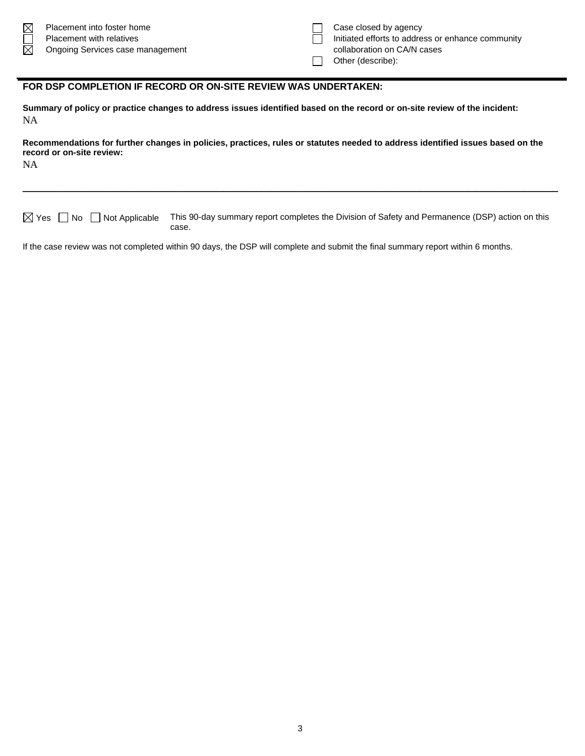- [x] Placement into foster home
- [ ] Placement with relatives
- [x] Ongoing Services case management
- [ ] Case closed by agency
- [ ] Initiated efforts to address or enhance community collaboration on CA/N cases
- [ ] Other (describe):

---

## FOR DSP COMPLETION IF RECORD OR ON-SITE REVIEW WAS UNDERTAKEN:

**Summary of policy or practice changes to address issues identified based on the record or on-site review of the incident:**

NA

**Recommendations for further changes in policies, practices, rules or statutes needed to address identified issues based on the record or on-site review:**

NA

---

☒ Yes ☐ No ☐ Not Applicable — This 90-day summary report completes the Division of Safety and Permanence (DSP) action on this case.

If the case review was not completed within 90 days, the DSP will complete and submit the final summary report within 6 months.